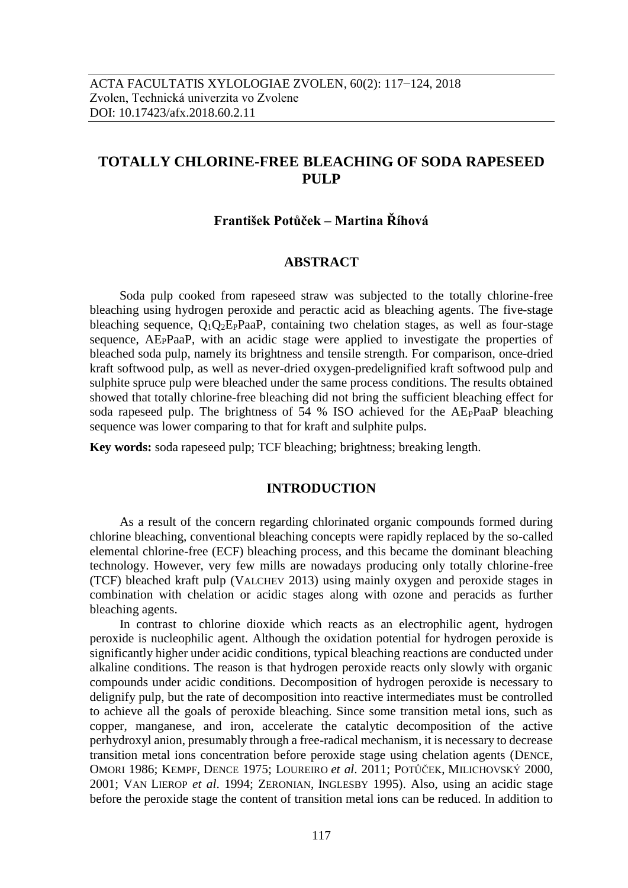ACTA FACULTATIS XYLOLOGIAE ZVOLEN, 60(2): 117−124, 2018
Zvolen, Technická univerzita vo Zvolene
DOI: 10.17423/afx.2018.60.2.11

# TOTALLY CHLORINE-FREE BLEACHING OF SODA RAPESEED PULP

**František Potůček – Martina Říhová**

## ABSTRACT

Soda pulp cooked from rapeseed straw was subjected to the totally chlorine-free bleaching using hydrogen peroxide and peractic acid as bleaching agents. The five-stage bleaching sequence, $Q_1Q_2E_PPaaP$, containing two chelation stages, as well as four-stage sequence, $AE_PPaaP$, with an acidic stage were applied to investigate the properties of bleached soda pulp, namely its brightness and tensile strength. For comparison, once-dried kraft softwood pulp, as well as never-dried oxygen-predelignified kraft softwood pulp and sulphite spruce pulp were bleached under the same process conditions. The results obtained showed that totally chlorine-free bleaching did not bring the sufficient bleaching effect for soda rapeseed pulp. The brightness of 54 % ISO achieved for the $AE_PPaaP$ bleaching sequence was lower comparing to that for kraft and sulphite pulps.

**Key words:** soda rapeseed pulp; TCF bleaching; brightness; breaking length.

## INTRODUCTION

As a result of the concern regarding chlorinated organic compounds formed during chlorine bleaching, conventional bleaching concepts were rapidly replaced by the so-called elemental chlorine-free (ECF) bleaching process, and this became the dominant bleaching technology. However, very few mills are nowadays producing only totally chlorine-free (TCF) bleached kraft pulp (VALCHEV 2013) using mainly oxygen and peroxide stages in combination with chelation or acidic stages along with ozone and peracids as further bleaching agents.

In contrast to chlorine dioxide which reacts as an electrophilic agent, hydrogen peroxide is nucleophilic agent. Although the oxidation potential for hydrogen peroxide is significantly higher under acidic conditions, typical bleaching reactions are conducted under alkaline conditions. The reason is that hydrogen peroxide reacts only slowly with organic compounds under acidic conditions. Decomposition of hydrogen peroxide is necessary to delignify pulp, but the rate of decomposition into reactive intermediates must be controlled to achieve all the goals of peroxide bleaching. Since some transition metal ions, such as copper, manganese, and iron, accelerate the catalytic decomposition of the active perhydroxyl anion, presumably through a free-radical mechanism, it is necessary to decrease transition metal ions concentration before peroxide stage using chelation agents (DENCE, OMORI 1986; KEMPF, DENCE 1975; LOUREIRO *et al*. 2011; POTŮČEK, MILICHOVSKÝ 2000, 2001; VAN LIEROP *et al*. 1994; ZERONIAN, INGLESBY 1995). Also, using an acidic stage before the peroxide stage the content of transition metal ions can be reduced. In addition to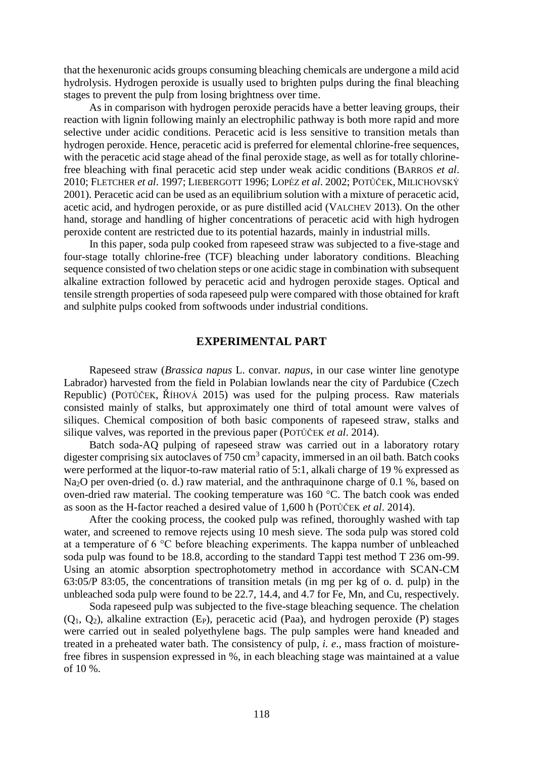that the hexenuronic acids groups consuming bleaching chemicals are undergone a mild acid hydrolysis. Hydrogen peroxide is usually used to brighten pulps during the final bleaching stages to prevent the pulp from losing brightness over time.

As in comparison with hydrogen peroxide peracids have a better leaving groups, their reaction with lignin following mainly an electrophilic pathway is both more rapid and more selective under acidic conditions. Peracetic acid is less sensitive to transition metals than hydrogen peroxide. Hence, peracetic acid is preferred for elemental chlorine-free sequences, with the peracetic acid stage ahead of the final peroxide stage, as well as for totally chlorine-free bleaching with final peracetic acid step under weak acidic conditions (BARROS *et al*. 2010; FLETCHER *et al*. 1997; LIEBERGOTT 1996; LOPÉZ *et al*. 2002; POTŮČEK, MILICHOVSKÝ 2001). Peracetic acid can be used as an equilibrium solution with a mixture of peracetic acid, acetic acid, and hydrogen peroxide, or as pure distilled acid (VALCHEV 2013). On the other hand, storage and handling of higher concentrations of peracetic acid with high hydrogen peroxide content are restricted due to its potential hazards, mainly in industrial mills.

In this paper, soda pulp cooked from rapeseed straw was subjected to a five-stage and four-stage totally chlorine-free (TCF) bleaching under laboratory conditions. Bleaching sequence consisted of two chelation steps or one acidic stage in combination with subsequent alkaline extraction followed by peracetic acid and hydrogen peroxide stages. Optical and tensile strength properties of soda rapeseed pulp were compared with those obtained for kraft and sulphite pulps cooked from softwoods under industrial conditions.

## EXPERIMENTAL PART

Rapeseed straw (*Brassica napus* L. convar. *napus*, in our case winter line genotype Labrador) harvested from the field in Polabian lowlands near the city of Pardubice (Czech Republic) (POTŮČEK, ŘÍHOVÁ 2015) was used for the pulping process. Raw materials consisted mainly of stalks, but approximately one third of total amount were valves of siliques. Chemical composition of both basic components of rapeseed straw, stalks and silique valves, was reported in the previous paper (POTŮČEK *et al*. 2014).

Batch soda-AQ pulping of rapeseed straw was carried out in a laboratory rotary digester comprising six autoclaves of 750 $cm^3$ capacity, immersed in an oil bath. Batch cooks were performed at the liquor-to-raw material ratio of 5:1, alkali charge of 19 % expressed as $Na_2O$ per oven-dried (o. d.) raw material, and the anthraquinone charge of 0.1 %, based on oven-dried raw material. The cooking temperature was 160 °C. The batch cook was ended as soon as the H-factor reached a desired value of 1,600 h (POTŮČEK *et al*. 2014).

After the cooking process, the cooked pulp was refined, thoroughly washed with tap water, and screened to remove rejects using 10 mesh sieve. The soda pulp was stored cold at a temperature of 6 °C before bleaching experiments. The kappa number of unbleached soda pulp was found to be 18.8, according to the standard Tappi test method T 236 om-99. Using an atomic absorption spectrophotometry method in accordance with SCAN-CM 63:05/P 83:05, the concentrations of transition metals (in mg per kg of o. d. pulp) in the unbleached soda pulp were found to be 22.7, 14.4, and 4.7 for Fe, Mn, and Cu, respectively.

Soda rapeseed pulp was subjected to the five-stage bleaching sequence. The chelation ($Q_1$, $Q_2$), alkaline extraction ($E_P$), peracetic acid (Paa), and hydrogen peroxide (P) stages were carried out in sealed polyethylene bags. The pulp samples were hand kneaded and treated in a preheated water bath. The consistency of pulp, *i. e*., mass fraction of moisture-free fibres in suspension expressed in %, in each bleaching stage was maintained at a value of 10 %.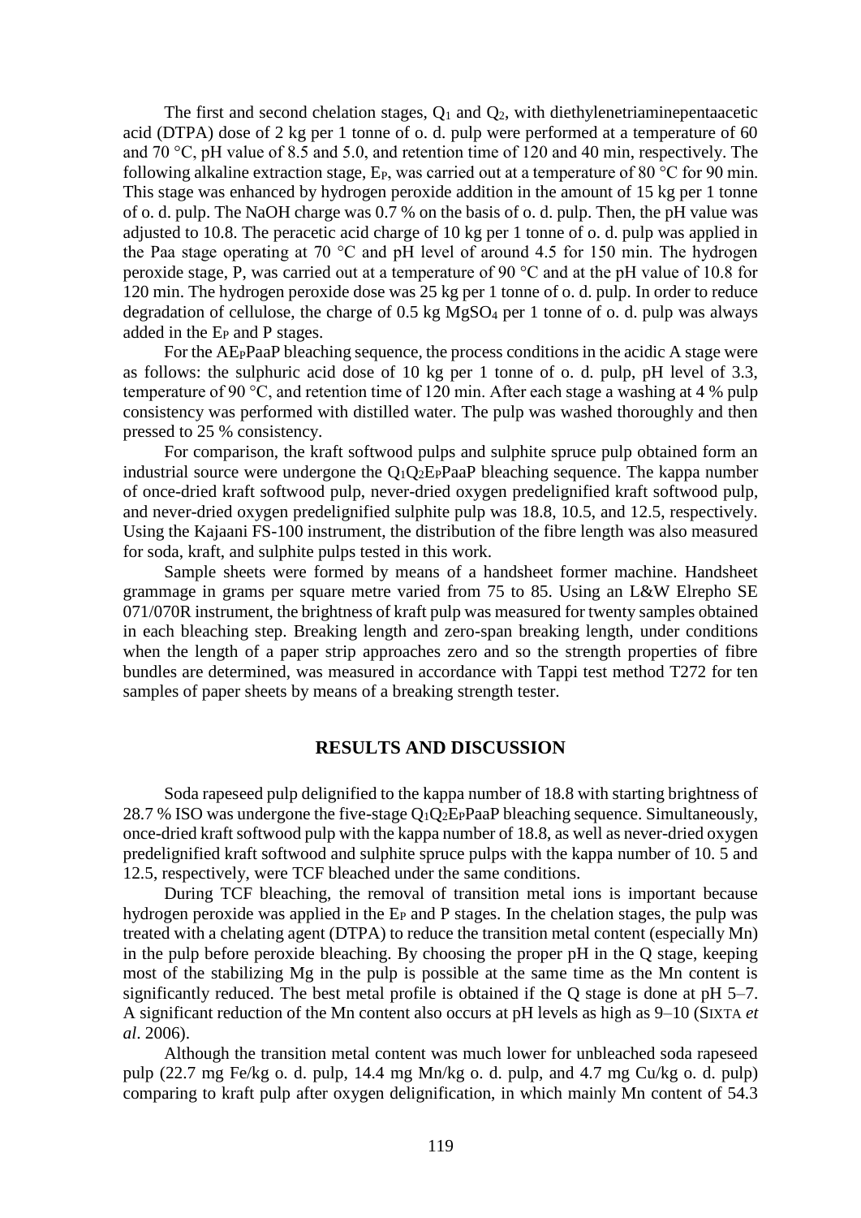The first and second chelation stages, $Q_1$ and $Q_2$, with diethylenetriaminepentaacetic acid (DTPA) dose of 2 kg per 1 tonne of o. d. pulp were performed at a temperature of 60 and 70 °C, pH value of 8.5 and 5.0, and retention time of 120 and 40 min, respectively. The following alkaline extraction stage, $E_P$, was carried out at a temperature of 80 °C for 90 min. This stage was enhanced by hydrogen peroxide addition in the amount of 15 kg per 1 tonne of o. d. pulp. The NaOH charge was 0.7 % on the basis of o. d. pulp. Then, the pH value was adjusted to 10.8. The peracetic acid charge of 10 kg per 1 tonne of o. d. pulp was applied in the Paa stage operating at 70 °C and pH level of around 4.5 for 150 min. The hydrogen peroxide stage, P, was carried out at a temperature of 90 °C and at the pH value of 10.8 for 120 min. The hydrogen peroxide dose was 25 kg per 1 tonne of o. d. pulp. In order to reduce degradation of cellulose, the charge of 0.5 kg $MgSO_4$ per 1 tonne of o. d. pulp was always added in the $E_P$ and P stages.

For the A$E_P$PaaP bleaching sequence, the process conditions in the acidic A stage were as follows: the sulphuric acid dose of 10 kg per 1 tonne of o. d. pulp, pH level of 3.3, temperature of 90 °C, and retention time of 120 min. After each stage a washing at 4 % pulp consistency was performed with distilled water. The pulp was washed thoroughly and then pressed to 25 % consistency.

For comparison, the kraft softwood pulps and sulphite spruce pulp obtained form an industrial source were undergone the $Q_1Q_2E_P$PaaP bleaching sequence. The kappa number of once-dried kraft softwood pulp, never-dried oxygen predelignified kraft softwood pulp, and never-dried oxygen predelignified sulphite pulp was 18.8, 10.5, and 12.5, respectively. Using the Kajaani FS-100 instrument, the distribution of the fibre length was also measured for soda, kraft, and sulphite pulps tested in this work.

Sample sheets were formed by means of a handsheet former machine. Handsheet grammage in grams per square metre varied from 75 to 85. Using an L&W Elrepho SE 071/070R instrument, the brightness of kraft pulp was measured for twenty samples obtained in each bleaching step. Breaking length and zero-span breaking length, under conditions when the length of a paper strip approaches zero and so the strength properties of fibre bundles are determined, was measured in accordance with Tappi test method T272 for ten samples of paper sheets by means of a breaking strength tester.

## RESULTS AND DISCUSSION

Soda rapeseed pulp delignified to the kappa number of 18.8 with starting brightness of 28.7 % ISO was undergone the five-stage $Q_1Q_2E_P$PaaP bleaching sequence. Simultaneously, once-dried kraft softwood pulp with the kappa number of 18.8, as well as never-dried oxygen predelignified kraft softwood and sulphite spruce pulps with the kappa number of 10. 5 and 12.5, respectively, were TCF bleached under the same conditions.

During TCF bleaching, the removal of transition metal ions is important because hydrogen peroxide was applied in the $E_P$ and P stages. In the chelation stages, the pulp was treated with a chelating agent (DTPA) to reduce the transition metal content (especially Mn) in the pulp before peroxide bleaching. By choosing the proper pH in the Q stage, keeping most of the stabilizing Mg in the pulp is possible at the same time as the Mn content is significantly reduced. The best metal profile is obtained if the Q stage is done at pH 5–7. A significant reduction of the Mn content also occurs at pH levels as high as 9–10 (SIXTA *et al*. 2006).

Although the transition metal content was much lower for unbleached soda rapeseed pulp (22.7 mg Fe/kg o. d. pulp, 14.4 mg Mn/kg o. d. pulp, and 4.7 mg Cu/kg o. d. pulp) comparing to kraft pulp after oxygen delignification, in which mainly Mn content of 54.3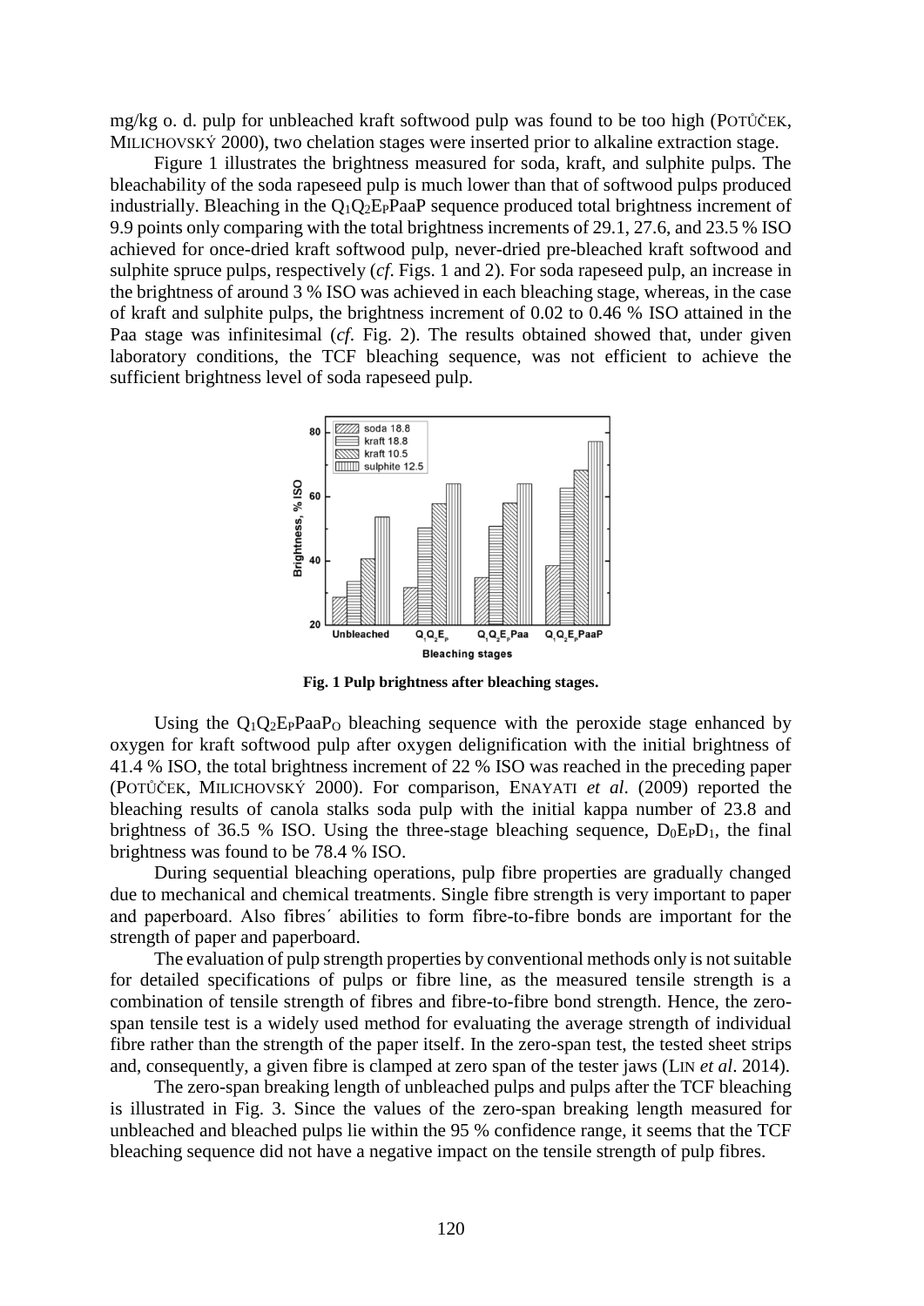mg/kg o. d. pulp for unbleached kraft softwood pulp was found to be too high (POTŮČEK, MILICHOVSKÝ 2000), two chelation stages were inserted prior to alkaline extraction stage.

Figure 1 illustrates the brightness measured for soda, kraft, and sulphite pulps. The bleachability of the soda rapeseed pulp is much lower than that of softwood pulps produced industrially. Bleaching in the $Q_1Q_2E_P$PaaP sequence produced total brightness increment of 9.9 points only comparing with the total brightness increments of 29.1, 27.6, and 23.5 % ISO achieved for once-dried kraft softwood pulp, never-dried pre-bleached kraft softwood and sulphite spruce pulps, respectively (*cf*. Figs. 1 and 2). For soda rapeseed pulp, an increase in the brightness of around 3 % ISO was achieved in each bleaching stage, whereas, in the case of kraft and sulphite pulps, the brightness increment of 0.02 to 0.46 % ISO attained in the Paa stage was infinitesimal (*cf*. Fig. 2). The results obtained showed that, under given laboratory conditions, the TCF bleaching sequence, was not efficient to achieve the sufficient brightness level of soda rapeseed pulp.

**Fig. 1 Pulp brightness after bleaching stages.**

Using the $Q_1Q_2E_P$Paa$P_O$ bleaching sequence with the peroxide stage enhanced by oxygen for kraft softwood pulp after oxygen delignification with the initial brightness of 41.4 % ISO, the total brightness increment of 22 % ISO was reached in the preceding paper (POTŮČEK, MILICHOVSKÝ 2000). For comparison, ENAYATI *et al*. (2009) reported the bleaching results of canola stalks soda pulp with the initial kappa number of 23.8 and brightness of 36.5 % ISO. Using the three-stage bleaching sequence, $D_0E_PD_1$, the final brightness was found to be 78.4 % ISO.

During sequential bleaching operations, pulp fibre properties are gradually changed due to mechanical and chemical treatments. Single fibre strength is very important to paper and paperboard. Also fibres´ abilities to form fibre-to-fibre bonds are important for the strength of paper and paperboard.

The evaluation of pulp strength properties by conventional methods only is not suitable for detailed specifications of pulps or fibre line, as the measured tensile strength is a combination of tensile strength of fibres and fibre-to-fibre bond strength. Hence, the zero-span tensile test is a widely used method for evaluating the average strength of individual fibre rather than the strength of the paper itself. In the zero-span test, the tested sheet strips and, consequently, a given fibre is clamped at zero span of the tester jaws (LIN *et al*. 2014).

The zero-span breaking length of unbleached pulps and pulps after the TCF bleaching is illustrated in Fig. 3. Since the values of the zero-span breaking length measured for unbleached and bleached pulps lie within the 95 % confidence range, it seems that the TCF bleaching sequence did not have a negative impact on the tensile strength of pulp fibres.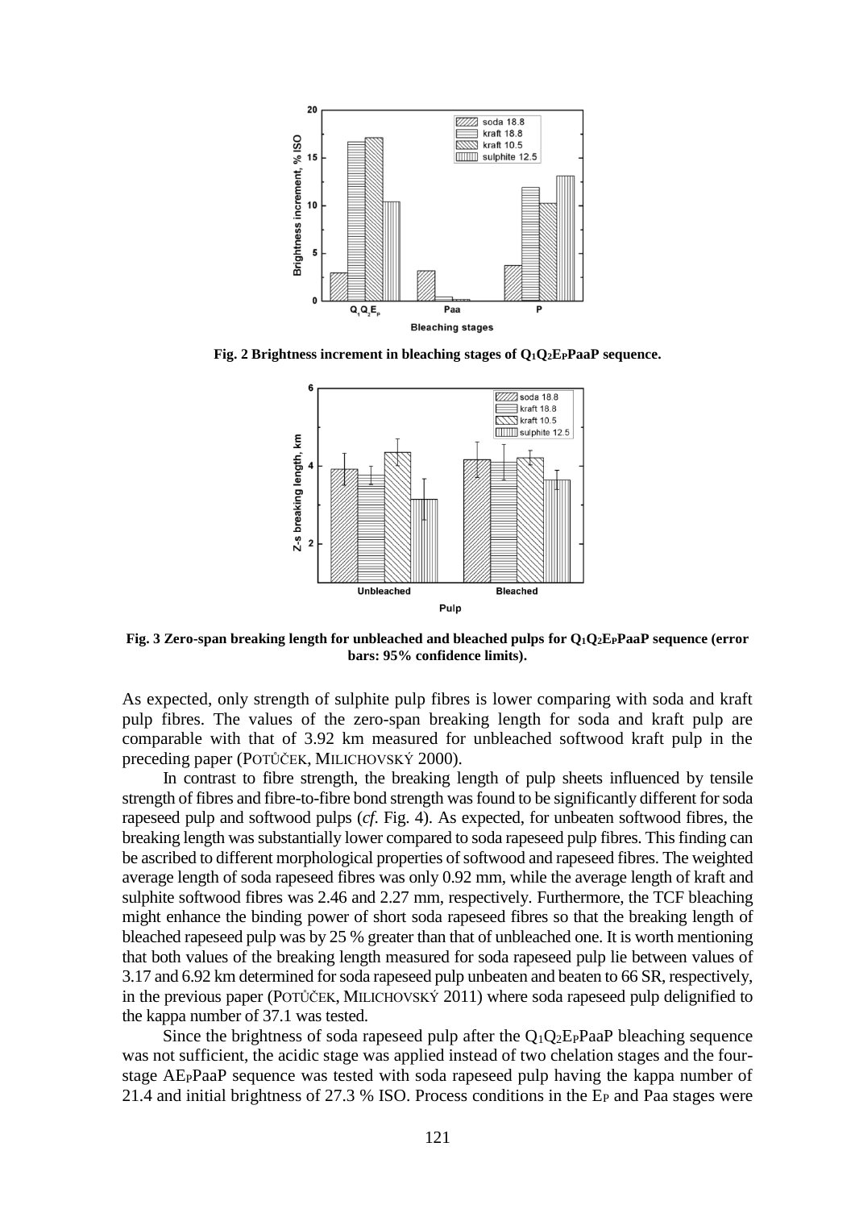**Fig. 2 Brightness increment in bleaching stages of $Q_1Q_2E_PPaaP$ sequence.**

**Fig. 3 Zero-span breaking length for unbleached and bleached pulps for $Q_1Q_2E_PPaaP$ sequence (error bars: 95% confidence limits).**

As expected, only strength of sulphite pulp fibres is lower comparing with soda and kraft pulp fibres. The values of the zero-span breaking length for soda and kraft pulp are comparable with that of 3.92 km measured for unbleached softwood kraft pulp in the preceding paper (POTŮČEK, MILICHOVSKÝ 2000).

In contrast to fibre strength, the breaking length of pulp sheets influenced by tensile strength of fibres and fibre-to-fibre bond strength was found to be significantly different for soda rapeseed pulp and softwood pulps (*cf.* Fig. 4). As expected, for unbeaten softwood fibres, the breaking length was substantially lower compared to soda rapeseed pulp fibres. This finding can be ascribed to different morphological properties of softwood and rapeseed fibres. The weighted average length of soda rapeseed fibres was only 0.92 mm, while the average length of kraft and sulphite softwood fibres was 2.46 and 2.27 mm, respectively. Furthermore, the TCF bleaching might enhance the binding power of short soda rapeseed fibres so that the breaking length of bleached rapeseed pulp was by 25 % greater than that of unbleached one. It is worth mentioning that both values of the breaking length measured for soda rapeseed pulp lie between values of 3.17 and 6.92 km determined for soda rapeseed pulp unbeaten and beaten to 66 SR, respectively, in the previous paper (POTŮČEK, MILICHOVSKÝ 2011) where soda rapeseed pulp delignified to the kappa number of 37.1 was tested.

Since the brightness of soda rapeseed pulp after the $Q_1Q_2E_PPaaP$ bleaching sequence was not sufficient, the acidic stage was applied instead of two chelation stages and the four-stage $AE_PPaaP$ sequence was tested with soda rapeseed pulp having the kappa number of 21.4 and initial brightness of 27.3 % ISO. Process conditions in the $E_P$ and Paa stages were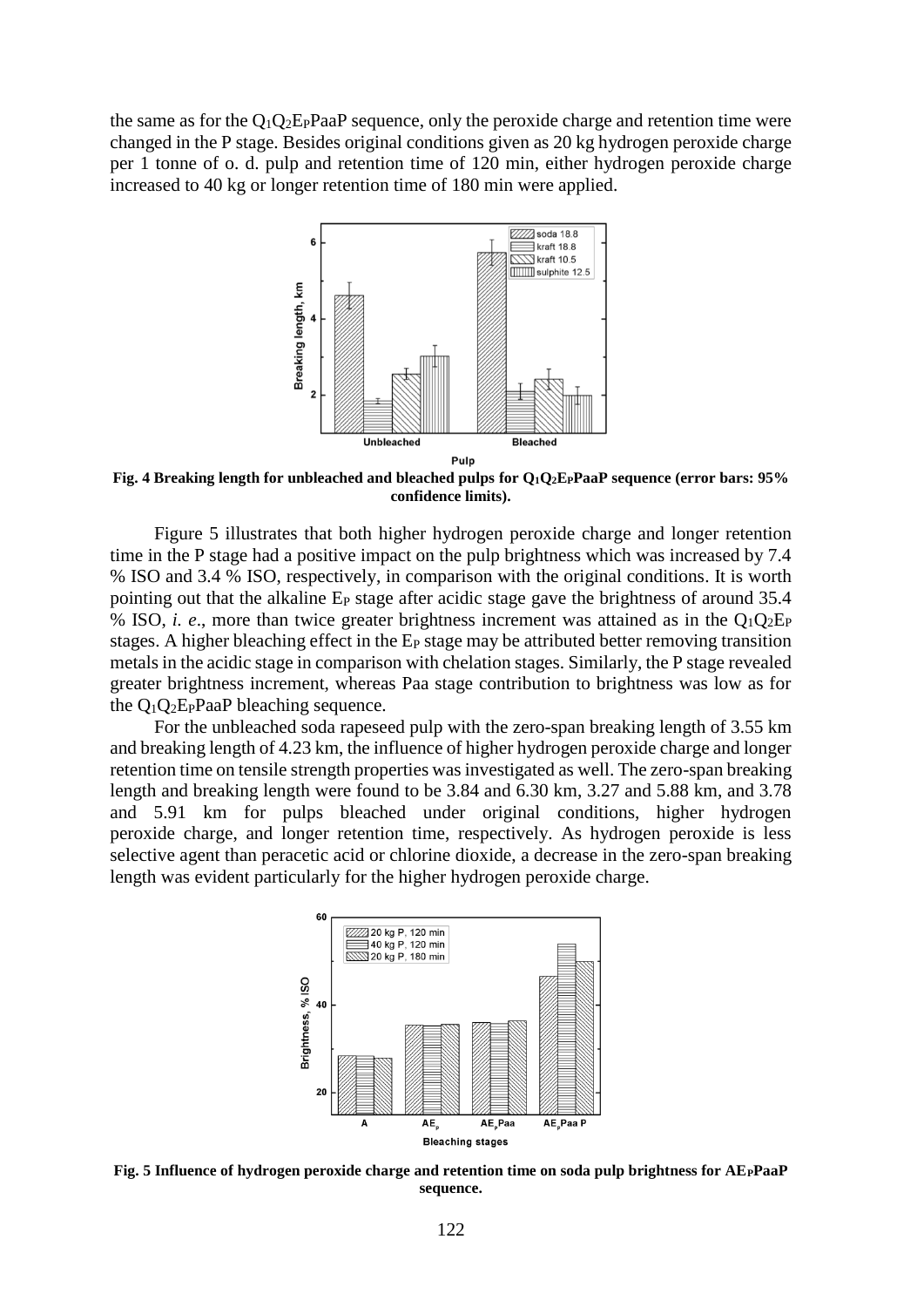the same as for the $Q_1Q_2E_PPaaP$ sequence, only the peroxide charge and retention time were changed in the P stage. Besides original conditions given as 20 kg hydrogen peroxide charge per 1 tonne of o. d. pulp and retention time of 120 min, either hydrogen peroxide charge increased to 40 kg or longer retention time of 180 min were applied.

**Fig. 4 Breaking length for unbleached and bleached pulps for $Q_1Q_2E_PPaaP$ sequence (error bars: 95% confidence limits).**

Figure 5 illustrates that both higher hydrogen peroxide charge and longer retention time in the P stage had a positive impact on the pulp brightness which was increased by 7.4 % ISO and 3.4 % ISO, respectively, in comparison with the original conditions. It is worth pointing out that the alkaline $E_P$ stage after acidic stage gave the brightness of around 35.4 % ISO, *i. e*., more than twice greater brightness increment was attained as in the $Q_1Q_2E_P$ stages. A higher bleaching effect in the $E_P$ stage may be attributed better removing transition metals in the acidic stage in comparison with chelation stages. Similarly, the P stage revealed greater brightness increment, whereas Paa stage contribution to brightness was low as for the $Q_1Q_2E_PPaaP$ bleaching sequence.

For the unbleached soda rapeseed pulp with the zero-span breaking length of 3.55 km and breaking length of 4.23 km, the influence of higher hydrogen peroxide charge and longer retention time on tensile strength properties was investigated as well. The zero-span breaking length and breaking length were found to be 3.84 and 6.30 km, 3.27 and 5.88 km, and 3.78 and 5.91 km for pulps bleached under original conditions, higher hydrogen peroxide charge, and longer retention time, respectively. As hydrogen peroxide is less selective agent than peracetic acid or chlorine dioxide, a decrease in the zero-span breaking length was evident particularly for the higher hydrogen peroxide charge.

**Fig. 5 Influence of hydrogen peroxide charge and retention time on soda pulp brightness for $AE_PPaaP$ sequence.**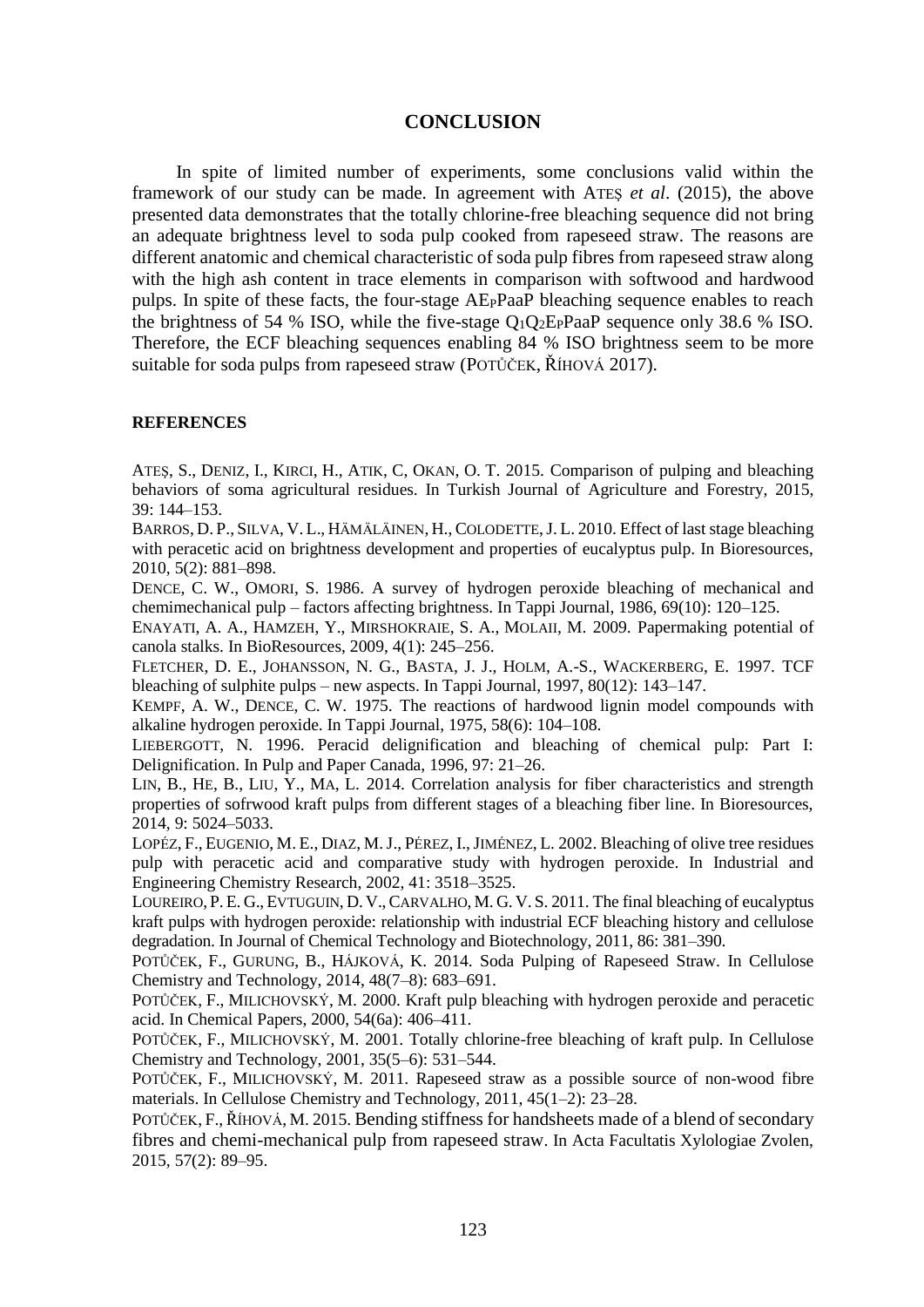## CONCLUSION

In spite of limited number of experiments, some conclusions valid within the framework of our study can be made. In agreement with ATEŞ *et al*. (2015), the above presented data demonstrates that the totally chlorine-free bleaching sequence did not bring an adequate brightness level to soda pulp cooked from rapeseed straw. The reasons are different anatomic and chemical characteristic of soda pulp fibres from rapeseed straw along with the high ash content in trace elements in comparison with softwood and hardwood pulps. In spite of these facts, the four-stage $AE_PPaaP$ bleaching sequence enables to reach the brightness of 54 % ISO, while the five-stage $Q_1Q_2E_PPaaP$ sequence only 38.6 % ISO. Therefore, the ECF bleaching sequences enabling 84 % ISO brightness seem to be more suitable for soda pulps from rapeseed straw (POTŮČEK, ŘÍHOVÁ 2017).

### REFERENCES

ATEŞ, S., DENIZ, I., KIRCI, H., ATIK, C, OKAN, O. T. 2015. Comparison of pulping and bleaching behaviors of soma agricultural residues. In Turkish Journal of Agriculture and Forestry, 2015, 39: 144–153.

BARROS, D. P., SILVA, V. L., HÄMÄLÄINEN, H., COLODETTE, J. L. 2010. Effect of last stage bleaching with peracetic acid on brightness development and properties of eucalyptus pulp. In Bioresources, 2010, 5(2): 881–898.

DENCE, C. W., OMORI, S. 1986. A survey of hydrogen peroxide bleaching of mechanical and chemimechanical pulp – factors affecting brightness. In Tappi Journal, 1986, 69(10): 120–125.

ENAYATI, A. A., HAMZEH, Y., MIRSHOKRAIE, S. A., MOLAII, M. 2009. Papermaking potential of canola stalks. In BioResources, 2009, 4(1): 245–256.

FLETCHER, D. E., JOHANSSON, N. G., BASTA, J. J., HOLM, A.-S., WACKERBERG, E. 1997. TCF bleaching of sulphite pulps – new aspects. In Tappi Journal, 1997, 80(12): 143–147.

KEMPF, A. W., DENCE, C. W. 1975. The reactions of hardwood lignin model compounds with alkaline hydrogen peroxide. In Tappi Journal, 1975, 58(6): 104–108.

LIEBERGOTT, N. 1996. Peracid delignification and bleaching of chemical pulp: Part I: Delignification. In Pulp and Paper Canada, 1996, 97: 21–26.

LIN, B., HE, B., LIU, Y., MA, L. 2014. Correlation analysis for fiber characteristics and strength properties of sofrwood kraft pulps from different stages of a bleaching fiber line. In Bioresources, 2014, 9: 5024–5033.

LOPÉZ, F., EUGENIO, M. E., DIAZ, M. J., PÉREZ, I., JIMÉNEZ, L. 2002. Bleaching of olive tree residues pulp with peracetic acid and comparative study with hydrogen peroxide. In Industrial and Engineering Chemistry Research, 2002, 41: 3518–3525.

LOUREIRO, P. E. G., EVTUGUIN, D. V., CARVALHO, M. G. V. S. 2011. The final bleaching of eucalyptus kraft pulps with hydrogen peroxide: relationship with industrial ECF bleaching history and cellulose degradation. In Journal of Chemical Technology and Biotechnology, 2011, 86: 381–390.

POTŮČEK, F., GURUNG, B., HÁJKOVÁ, K. 2014. Soda Pulping of Rapeseed Straw. In Cellulose Chemistry and Technology, 2014, 48(7–8): 683–691.

POTŮČEK, F., MILICHOVSKÝ, M. 2000. Kraft pulp bleaching with hydrogen peroxide and peracetic acid. In Chemical Papers, 2000, 54(6a): 406–411.

POTŮČEK, F., MILICHOVSKÝ, M. 2001. Totally chlorine-free bleaching of kraft pulp. In Cellulose Chemistry and Technology, 2001, 35(5–6): 531–544.

POTŮČEK, F., MILICHOVSKÝ, M. 2011. Rapeseed straw as a possible source of non-wood fibre materials. In Cellulose Chemistry and Technology, 2011, 45(1–2): 23–28.

POTŮČEK, F., ŘÍHOVÁ, M. 2015. Bending stiffness for handsheets made of a blend of secondary fibres and chemi-mechanical pulp from rapeseed straw. In Acta Facultatis Xylologiae Zvolen, 2015, 57(2): 89–95.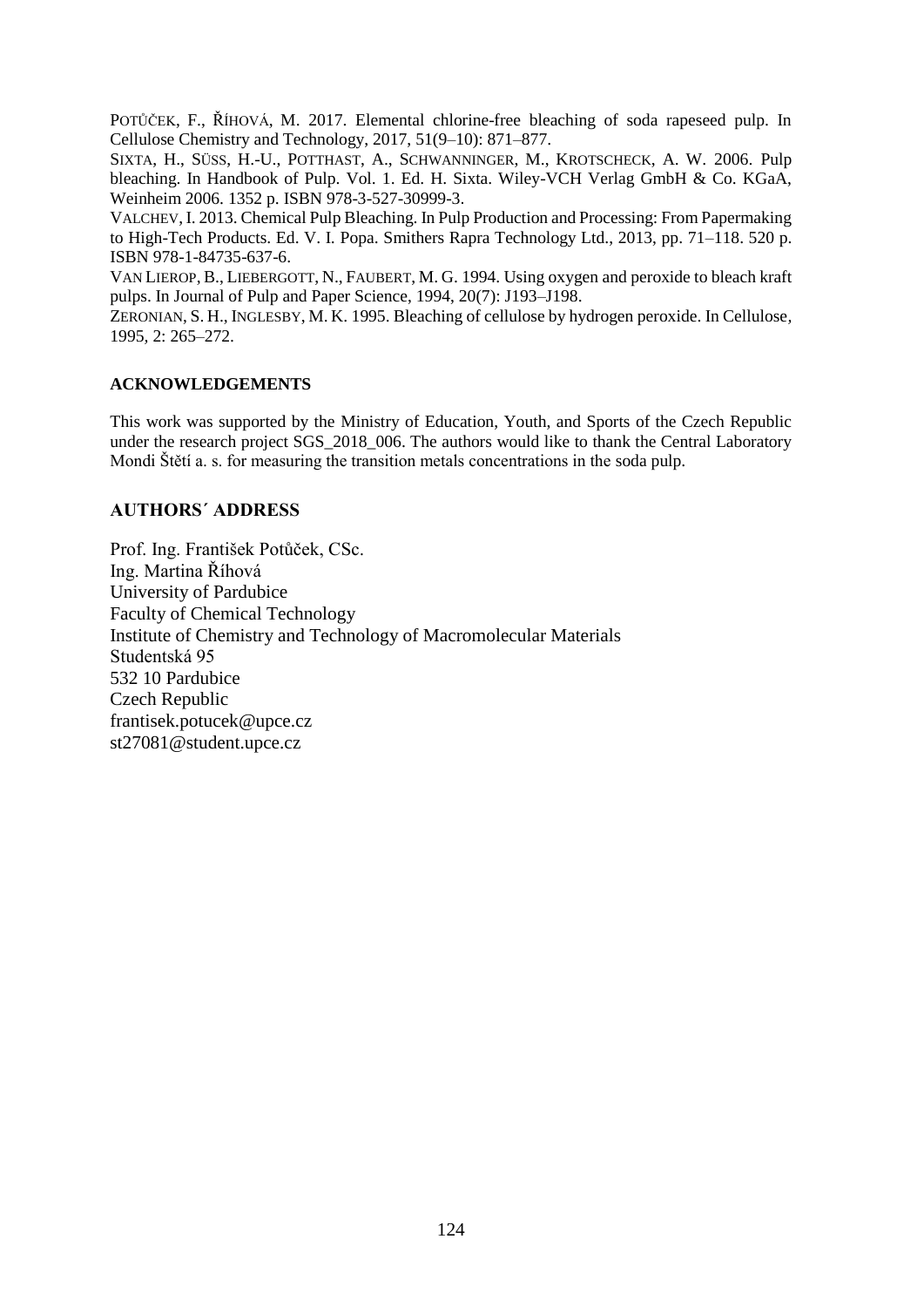POTŮČEK, F., ŘÍHOVÁ, M. 2017. Elemental chlorine-free bleaching of soda rapeseed pulp. In Cellulose Chemistry and Technology, 2017, 51(9–10): 871–877.

SIXTA, H., SÜSS, H.-U., POTTHAST, A., SCHWANNINGER, M., KROTSCHECK, A. W. 2006. Pulp bleaching. In Handbook of Pulp. Vol. 1. Ed. H. Sixta. Wiley-VCH Verlag GmbH & Co. KGaA, Weinheim 2006. 1352 p. ISBN 978-3-527-30999-3.

VALCHEV, I. 2013. Chemical Pulp Bleaching. In Pulp Production and Processing: From Papermaking to High-Tech Products. Ed. V. I. Popa. Smithers Rapra Technology Ltd., 2013, pp. 71–118. 520 p. ISBN 978-1-84735-637-6.

VAN LIEROP, B., LIEBERGOTT, N., FAUBERT, M. G. 1994. Using oxygen and peroxide to bleach kraft pulps. In Journal of Pulp and Paper Science, 1994, 20(7): J193–J198.

ZERONIAN, S. H., INGLESBY, M. K. 1995. Bleaching of cellulose by hydrogen peroxide. In Cellulose, 1995, 2: 265–272.

## ACKNOWLEDGEMENTS

This work was supported by the Ministry of Education, Youth, and Sports of the Czech Republic under the research project SGS_2018_006. The authors would like to thank the Central Laboratory Mondi Štětí a. s. for measuring the transition metals concentrations in the soda pulp.

## AUTHORS´ ADDRESS

Prof. Ing. František Potůček, CSc.
Ing. Martina Říhová
University of Pardubice
Faculty of Chemical Technology
Institute of Chemistry and Technology of Macromolecular Materials
Studentská 95
532 10 Pardubice
Czech Republic
frantisek.potucek@upce.cz
st27081@student.upce.cz